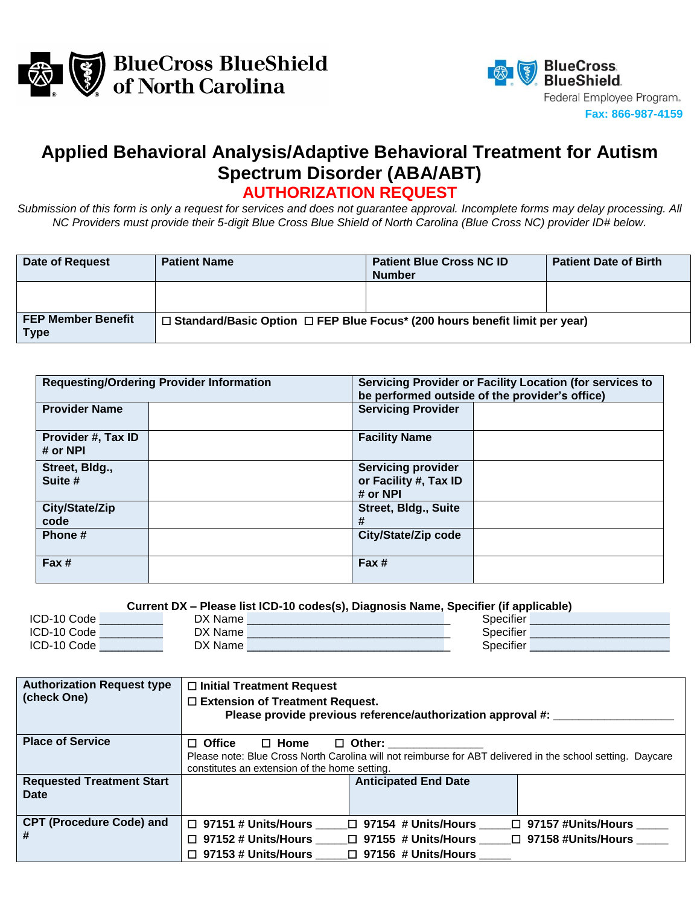BlueCross BlueShield of North Carolina

BlueCross BlueShield Federal Employee Program

**Fax: 866-987-4159**

# Applied Behavioral Analysis/Adaptive Behavioral Treatment for Autism Spectrum Disorder (ABA/ABT)

## AUTHORIZATION REQUEST

*Submission of this form is only a request for services and does not guarantee approval. Incomplete forms may delay processing. All NC Providers must provide their 5-digit Blue Cross Blue Shield of North Carolina (Blue Cross NC) provider ID# below.*

| Date of Request | Patient Name | Patient Blue Cross NC ID Number | Patient Date of Birth |
|---|---|---|---|
| | | | |
| **FEP Member Benefit Type** | ☐ Standard/Basic Option ☐ FEP Blue Focus* (200 hours benefit limit per year) | | |

| Requesting/Ordering Provider Information | | Servicing Provider or Facility Location (for services to be performed outside of the provider's office) | |
|---|---|---|---|
| **Provider Name** | | **Servicing Provider** | |
| **Provider #, Tax ID # or NPI** | | **Facility Name** | |
| **Street, Bldg., Suite #** | | **Servicing provider or Facility #, Tax ID # or NPI** | |
| **City/State/Zip code** | | **Street, Bldg., Suite #** | |
| **Phone #** | | **City/State/Zip code** | |
| **Fax #** | | **Fax #** | |

**Current DX – Please list ICD-10 codes(s), Diagnosis Name, Specifier (if applicable)**

ICD-10 Code __________ DX Name ________________________________ Specifier ______________________

ICD-10 Code __________ DX Name ________________________________ Specifier ______________________

ICD-10 Code __________ DX Name ________________________________ Specifier ______________________

| **Authorization Request type (check One)** | ☐ Initial Treatment Request<br>☐ Extension of Treatment Request.<br>Please provide previous reference/authorization approval #: ___________________ | | |
|---|---|---|---|
| **Place of Service** | ☐ Office ☐ Home ☐ Other: _______________<br>Please note: Blue Cross North Carolina will not reimburse for ABT delivered in the school setting. Daycare constitutes an extension of the home setting. | | |
| **Requested Treatment Start Date** | | **Anticipated End Date** | |
| **CPT (Procedure Code) and #** | ☐ 97151 # Units/Hours _____ ☐ 97154 # Units/Hours _____ ☐ 97157 #Units/Hours _____<br>☐ 97152 # Units/Hours _____ ☐ 97155 # Units/Hours _____ ☐ 97158 #Units/Hours _____<br>☐ 97153 # Units/Hours _____ ☐ 97156 # Units/Hours _____ | | |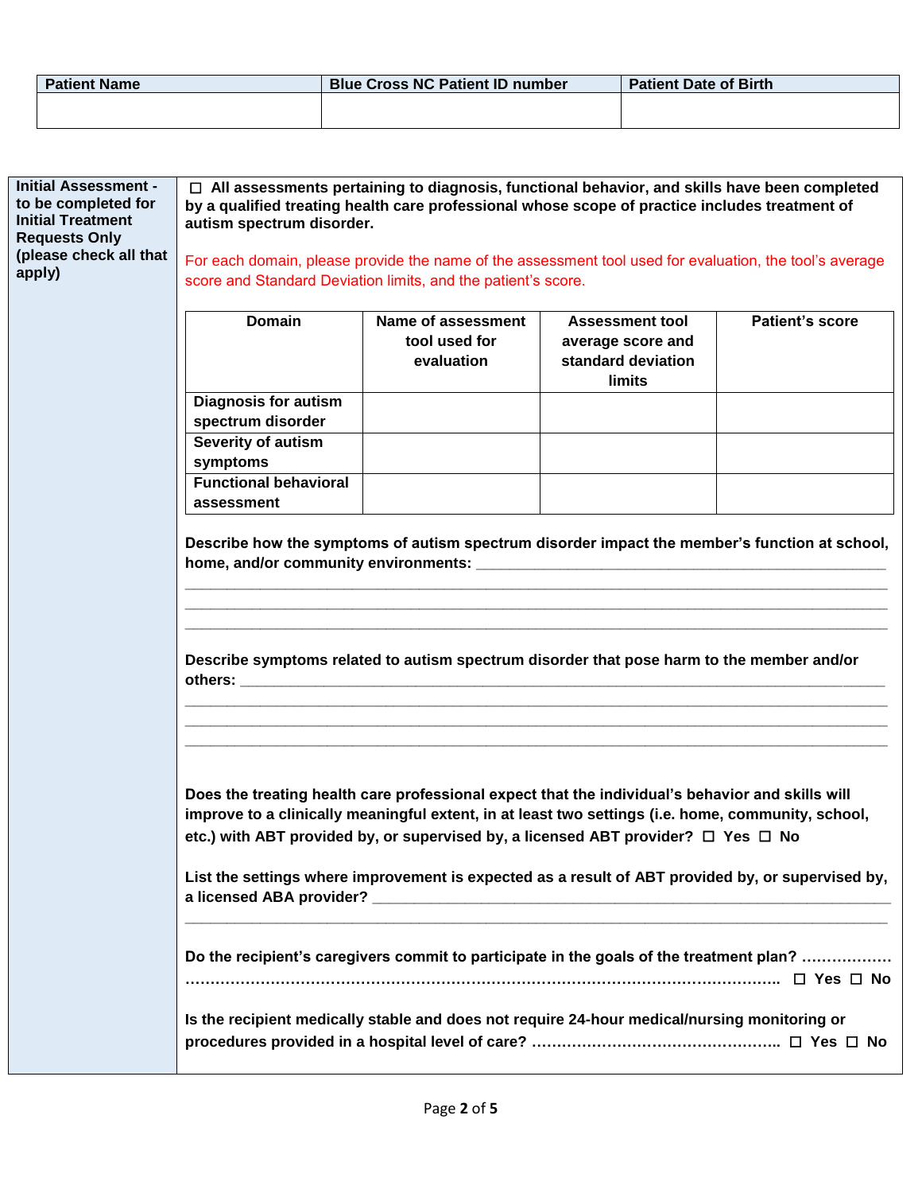| Patient Name | Blue Cross NC Patient ID number | Patient Date of Birth |
|---|---|---|
| | | |

**Initial Assessment - to be completed for Initial Treatment Requests Only (please check all that apply)**

☐ **All assessments pertaining to diagnosis, functional behavior, and skills have been completed by a qualified treating health care professional whose scope of practice includes treatment of autism spectrum disorder.**

For each domain, please provide the name of the assessment tool used for evaluation, the tool's average score and Standard Deviation limits, and the patient's score.

| Domain | Name of assessment tool used for evaluation | Assessment tool average score and standard deviation limits | Patient's score |
|---|---|---|---|
| **Diagnosis for autism spectrum disorder** | | | |
| **Severity of autism symptoms** | | | |
| **Functional behavioral assessment** | | | |

**Describe how the symptoms of autism spectrum disorder impact the member's function at school, home, and/or community environments:** ______________________________________________

______________________________________________________________________________

______________________________________________________________________________

______________________________________________________________________________

**Describe symptoms related to autism spectrum disorder that pose harm to the member and/or others:** ______________________________________________________________________

______________________________________________________________________________

______________________________________________________________________________

______________________________________________________________________________

**Does the treating health care professional expect that the individual's behavior and skills will improve to a clinically meaningful extent, in at least two settings (i.e. home, community, school, etc.) with ABT provided by, or supervised by, a licensed ABT provider?** ☐ **Yes** ☐ **No**

**List the settings where improvement is expected as a result of ABT provided by, or supervised by, a licensed ABA provider?** ______________________________________________________

______________________________________________________________________________

**Do the recipient's caregivers commit to participate in the goals of the treatment plan?** ………………………………………………………………………………………………………………….. ☐ **Yes** ☐ **No**

**Is the recipient medically stable and does not require 24-hour medical/nursing monitoring or procedures provided in a hospital level of care?** ………………………………………….. ☐ **Yes** ☐ **No**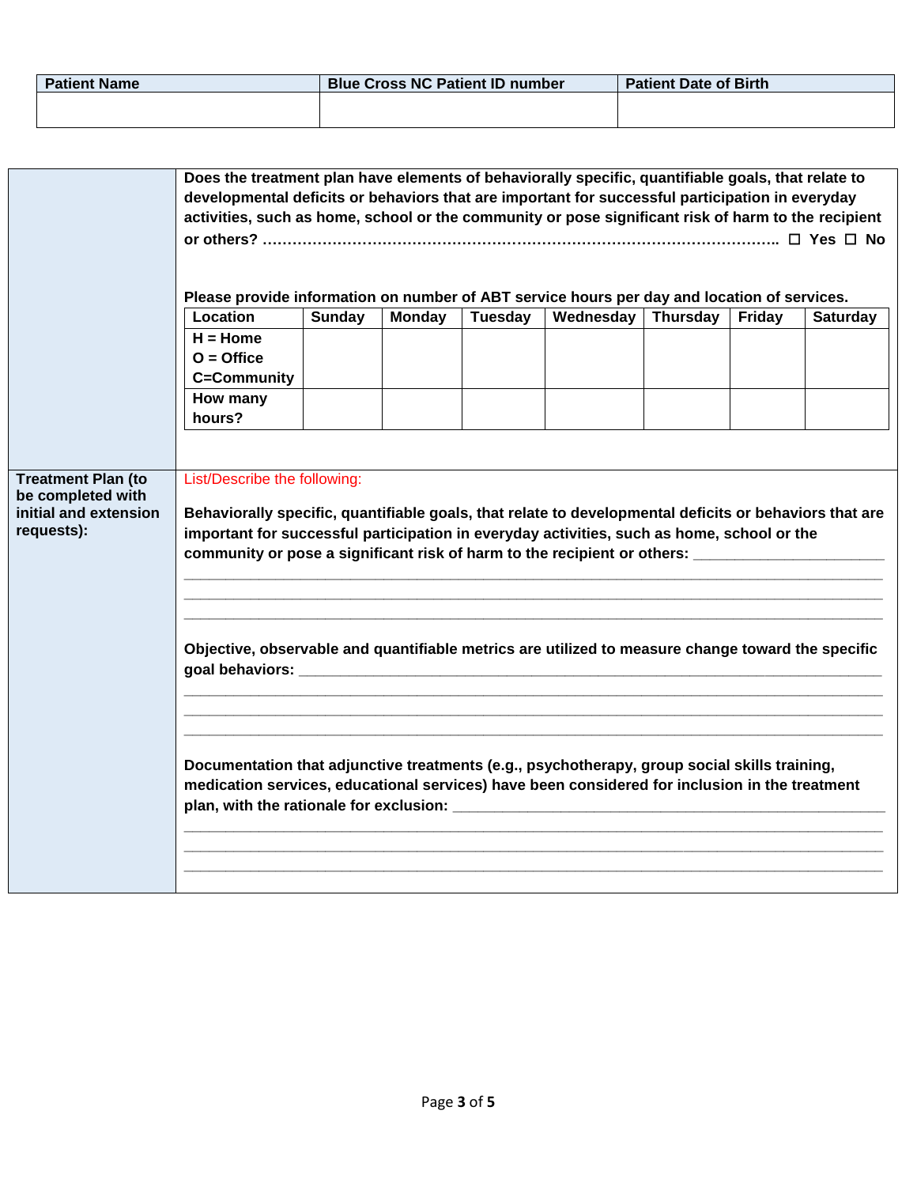| Patient Name | Blue Cross NC Patient ID number | Patient Date of Birth |
|---|---|---|
| | | |

**Does the treatment plan have elements of behaviorally specific, quantifiable goals, that relate to developmental deficits or behaviors that are important for successful participation in everyday activities, such as home, school or the community or pose significant risk of harm to the recipient or others? ……………………………………………………………………………………….. ☐ Yes ☐ No**

**Please provide information on number of ABT service hours per day and location of services.**

| Location | Sunday | Monday | Tuesday | Wednesday | Thursday | Friday | Saturday |
|---|---|---|---|---|---|---|---|
| H = Home<br>O = Office<br>C=Community | | | | | | | |
| How many hours? | | | | | | | |

**Treatment Plan (to be completed with initial and extension requests):**

List/Describe the following:

**Behaviorally specific, quantifiable goals, that relate to developmental deficits or behaviors that are important for successful participation in everyday activities, such as home, school or the community or pose a significant risk of harm to the recipient or others:** ______________________

______________________________________________________________________________

______________________________________________________________________________

______________________________________________________________________________

**Objective, observable and quantifiable metrics are utilized to measure change toward the specific goal behaviors:** ______________________________________________________________

______________________________________________________________________________

______________________________________________________________________________

______________________________________________________________________________

**Documentation that adjunctive treatments (e.g., psychotherapy, group social skills training, medication services, educational services) have been considered for inclusion in the treatment plan, with the rationale for exclusion:** ______________________________________________

______________________________________________________________________________

______________________________________________________________________________

______________________________________________________________________________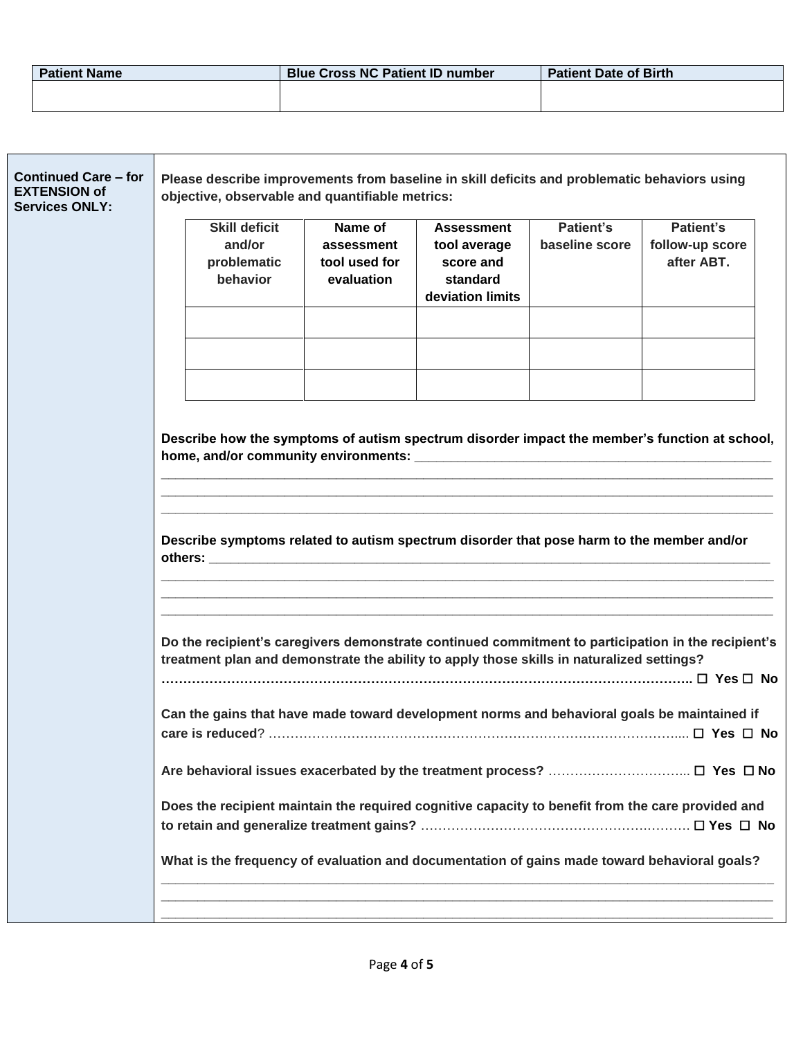| Patient Name | Blue Cross NC Patient ID number | Patient Date of Birth |
|---|---|---|
| | | |

**Continued Care – for EXTENSION of Services ONLY:**

**Please describe improvements from baseline in skill deficits and problematic behaviors using objective, observable and quantifiable metrics:**

| Skill deficit and/or problematic behavior | Name of assessment tool used for evaluation | Assessment tool average score and standard deviation limits | Patient's baseline score | Patient's follow-up score after ABT. |
|---|---|---|---|---|
| | | | | |
| | | | | |
| | | | | |

**Describe how the symptoms of autism spectrum disorder impact the member's function at school, home, and/or community environments:** ___________________________________________________
_____________________________________________________________________________________
_____________________________________________________________________________________
_____________________________________________________________________________________

**Describe symptoms related to autism spectrum disorder that pose harm to the member and/or others:** ___________________________________________________________________________
_____________________________________________________________________________________
_____________________________________________________________________________________
_____________________________________________________________________________________

**Do the recipient's caregivers demonstrate continued commitment to participation in the recipient's treatment plan and demonstrate the ability to apply those skills in naturalized settings? ……………………………………………………………………………………………………….. ☐ Yes ☐ No**

**Can the gains that have made toward development norms and behavioral goals be maintained if care is reduced**? ………………………………………………………………………………………... **☐ Yes ☐ No**

**Are behavioral issues exacerbated by the treatment process?** …………………………... **☐ Yes ☐ No**

**Does the recipient maintain the required cognitive capacity to benefit from the care provided and to retain and generalize treatment gains?** ……………………………………………………. **☐ Yes ☐ No**

**What is the frequency of evaluation and documentation of gains made toward behavioral goals?**
_____________________________________________________________________________________
_____________________________________________________________________________________
_____________________________________________________________________________________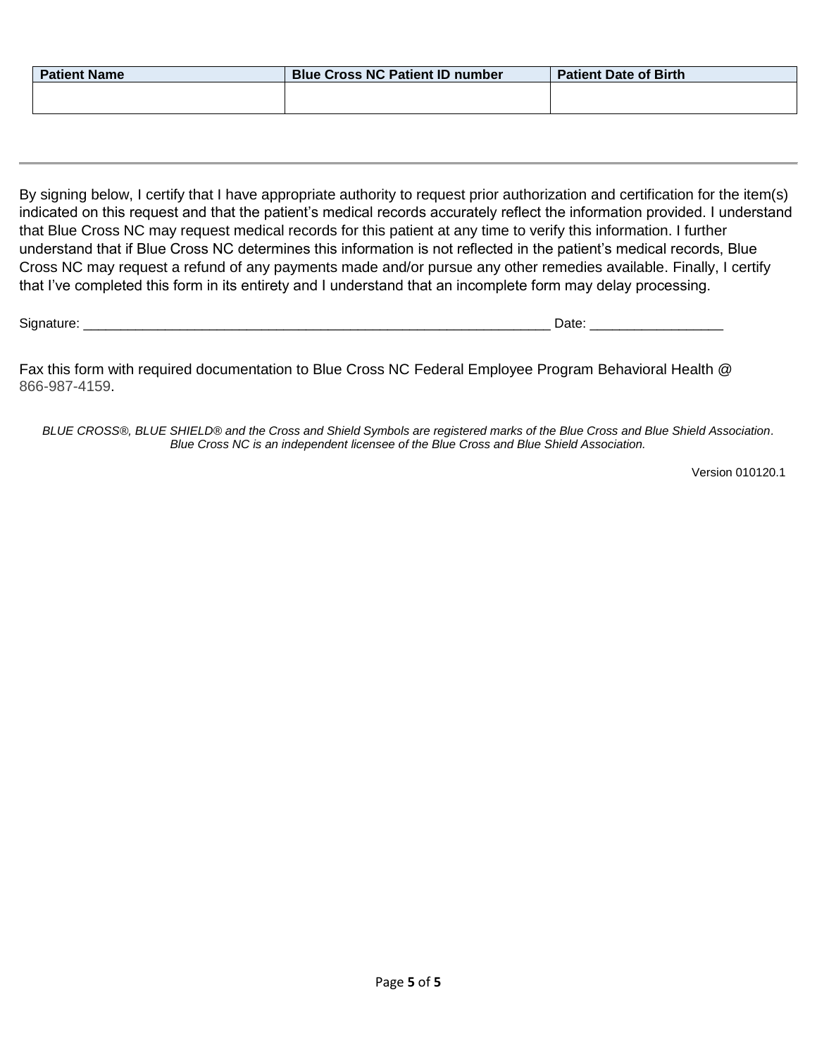| Patient Name | Blue Cross NC Patient ID number | Patient Date of Birth |
| --- | --- | --- |
| | | |

---

By signing below, I certify that I have appropriate authority to request prior authorization and certification for the item(s) indicated on this request and that the patient's medical records accurately reflect the information provided. I understand that Blue Cross NC may request medical records for this patient at any time to verify this information. I further understand that if Blue Cross NC determines this information is not reflected in the patient's medical records, Blue Cross NC may request a refund of any payments made and/or pursue any other remedies available. Finally, I certify that I've completed this form in its entirety and I understand that an incomplete form may delay processing.

Signature: _________________________________________________________________ Date: __________________

Fax this form with required documentation to Blue Cross NC Federal Employee Program Behavioral Health @ 866-987-4159.

*BLUE CROSS®, BLUE SHIELD® and the Cross and Shield Symbols are registered marks of the Blue Cross and Blue Shield Association. Blue Cross NC is an independent licensee of the Blue Cross and Blue Shield Association.*

Version 010120.1